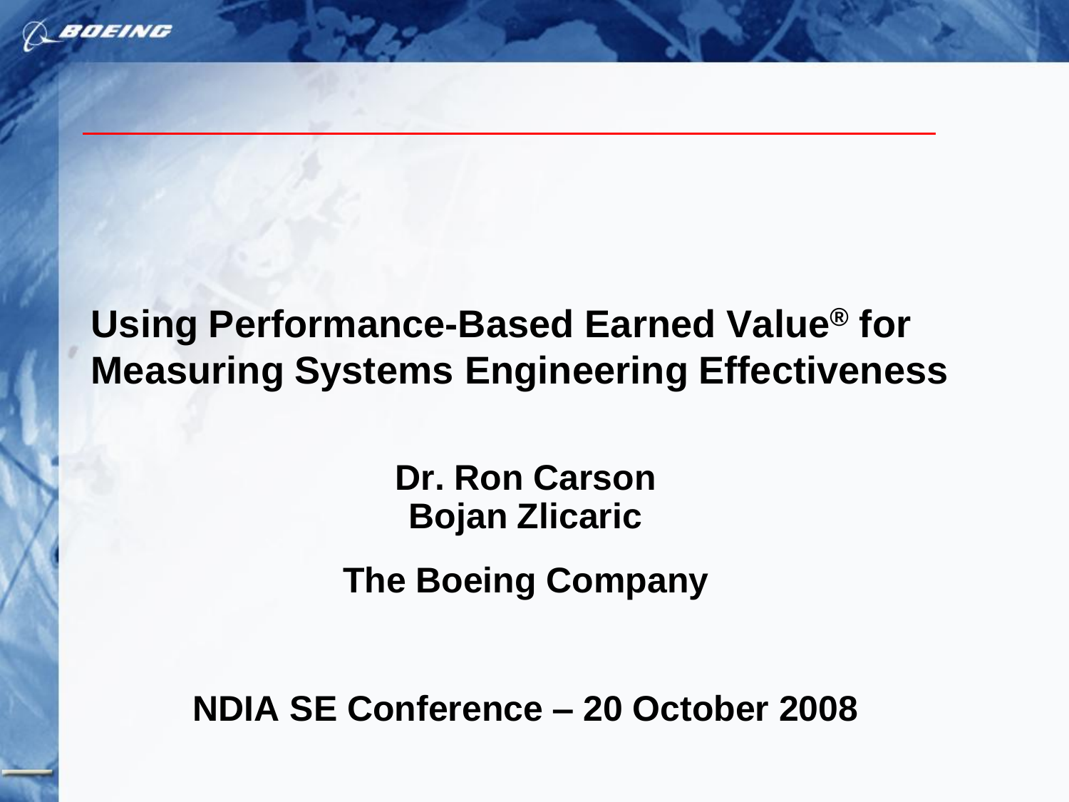# Using Performance-Based Earned Value® for Measuring Systems Engineering Effectiveness

**Dr. Ron Carson**
**Bojan Zlicaric**

**The Boeing Company**

**NDIA SE Conference – 20 October 2008**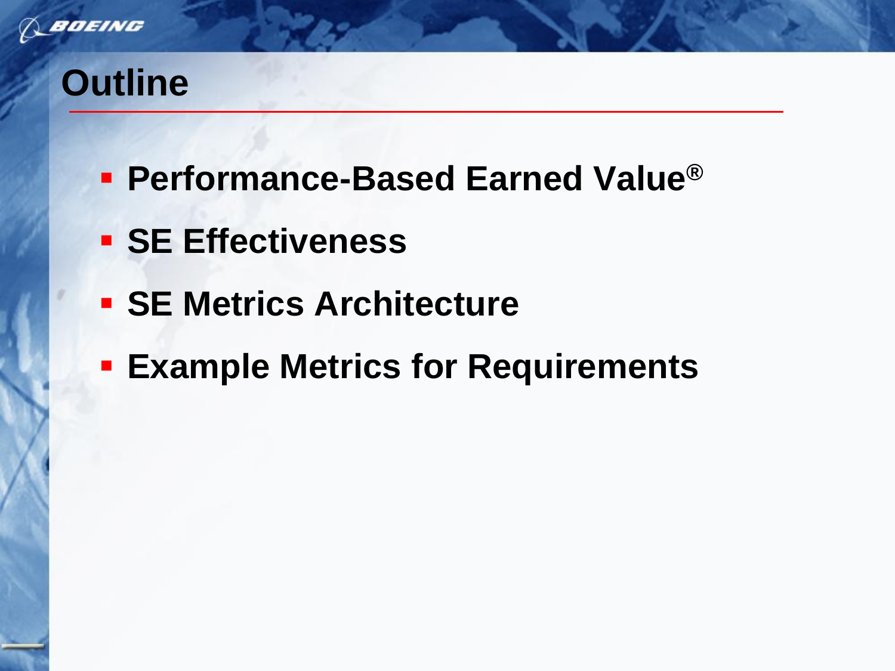# Outline

- **Performance-Based Earned Value®**
- **SE Effectiveness**
- **SE Metrics Architecture**
- **Example Metrics for Requirements**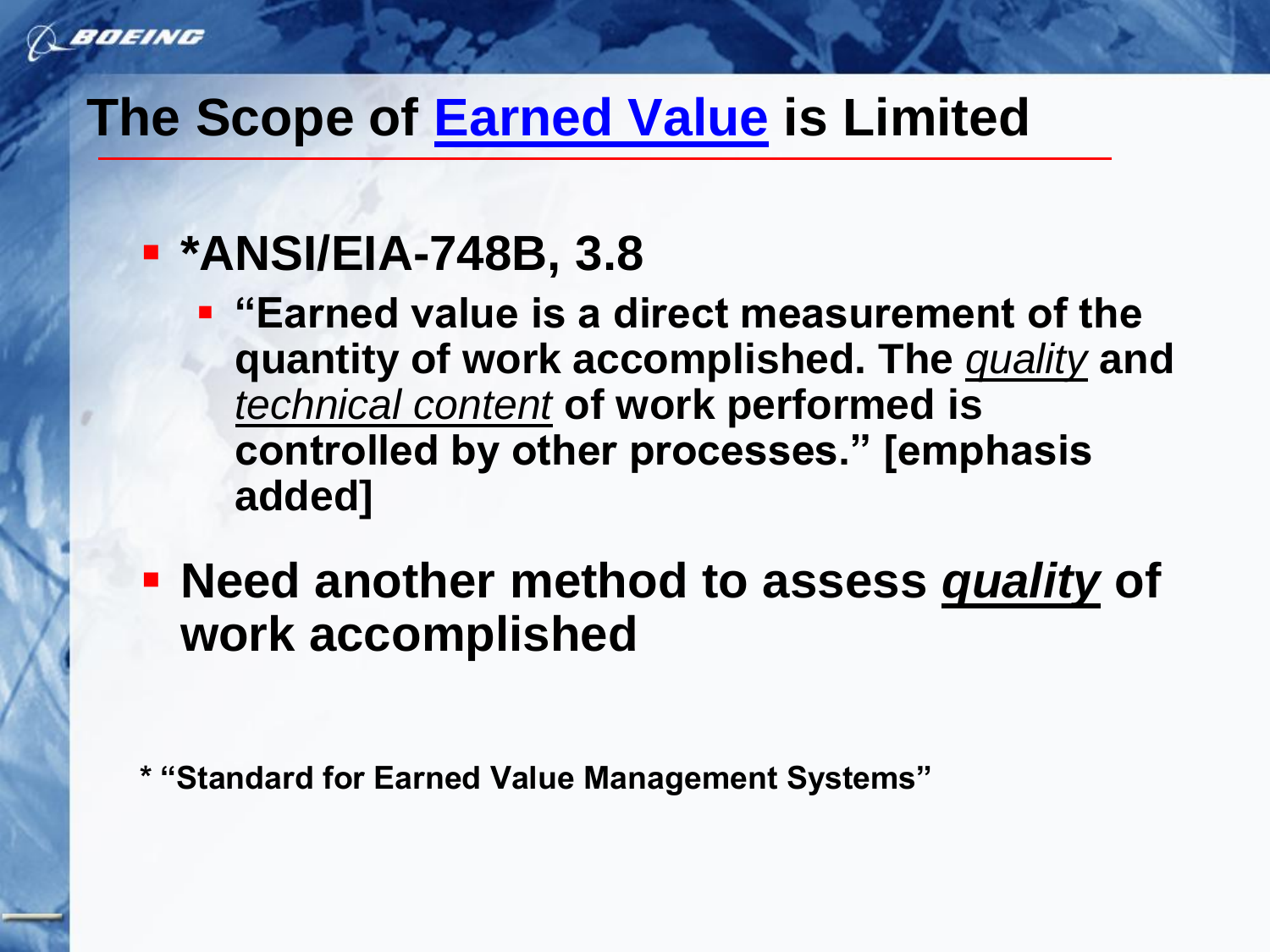# The Scope of Earned Value is Limited

- *ANSI/EIA-748B, 3.8
  - "Earned value is a direct measurement of the quantity of work accomplished. The *quality* and *technical content* of work performed is controlled by other processes." [emphasis added]
- Need another method to assess ***quality*** of work accomplished

* "Standard for Earned Value Management Systems"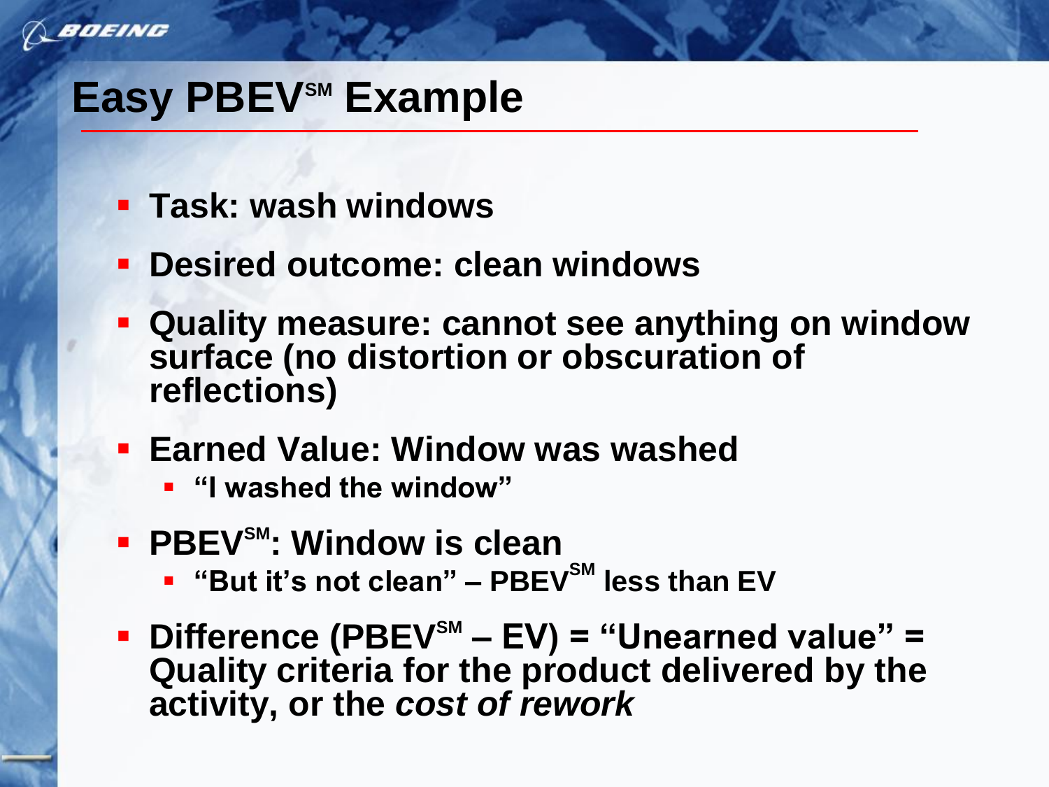# Easy PBEV[SM] Example

- **Task: wash windows**
- **Desired outcome: clean windows**
- **Quality measure: cannot see anything on window surface (no distortion or obscuration of reflections)**
- **Earned Value: Window was washed**
  - **"I washed the window"**
- **PBEV[SM]: Window is clean**
  - **"But it's not clean" – PBEV[SM] less than EV**
- **Difference (PBEV[SM] – EV) = "Unearned value" = Quality criteria for the product delivered by the activity, or the *cost of rework***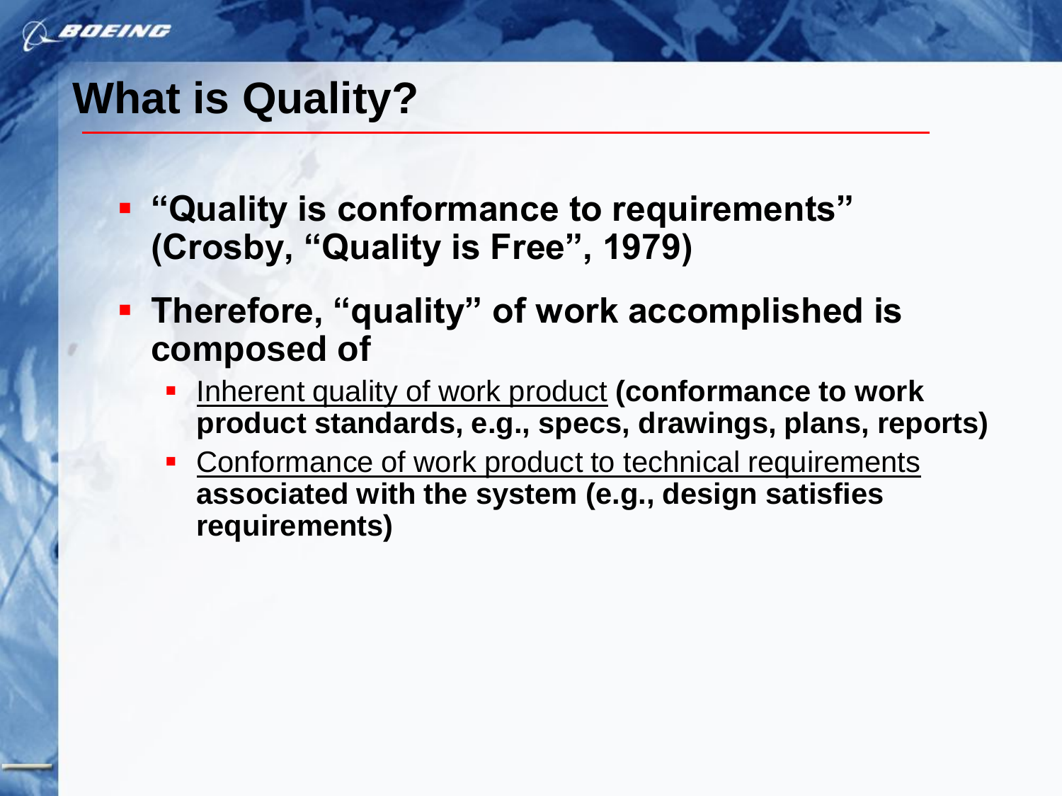# What is Quality?

- **"Quality is conformance to requirements" (Crosby, "Quality is Free", 1979)**
- **Therefore, "quality" of work accomplished is composed of**
  - <u>Inherent quality of work product</u> **(conformance to work product standards, e.g., specs, drawings, plans, reports)**
  - <u>Conformance of work product to technical requirements</u> **associated with the system (e.g., design satisfies requirements)**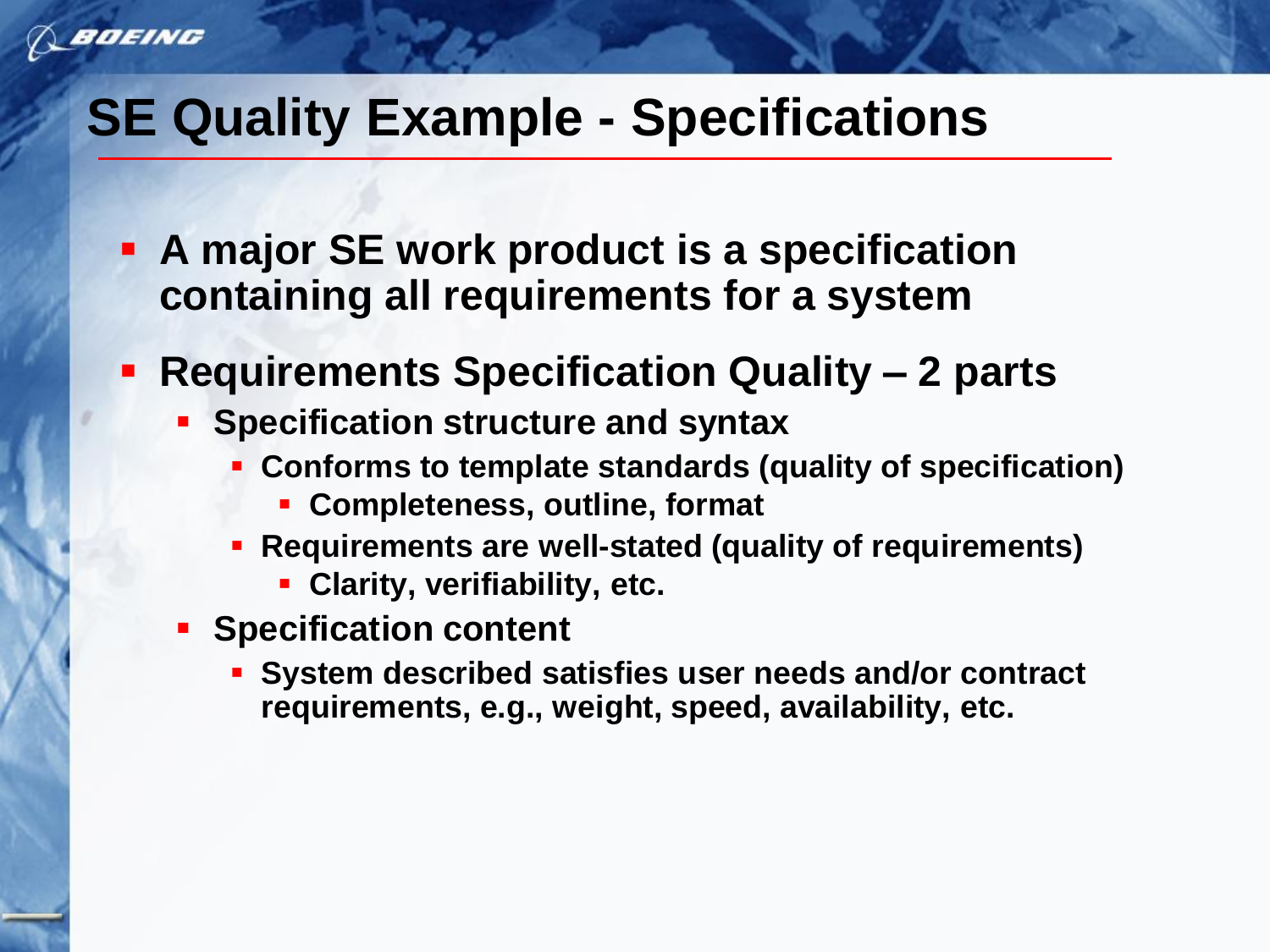# SE Quality Example - Specifications

- A major SE work product is a specification containing all requirements for a system
- Requirements Specification Quality – 2 parts
  - Specification structure and syntax
    - Conforms to template standards (quality of specification)
      - Completeness, outline, format
    - Requirements are well-stated (quality of requirements)
      - Clarity, verifiability, etc.
  - Specification content
    - System described satisfies user needs and/or contract requirements, e.g., weight, speed, availability, etc.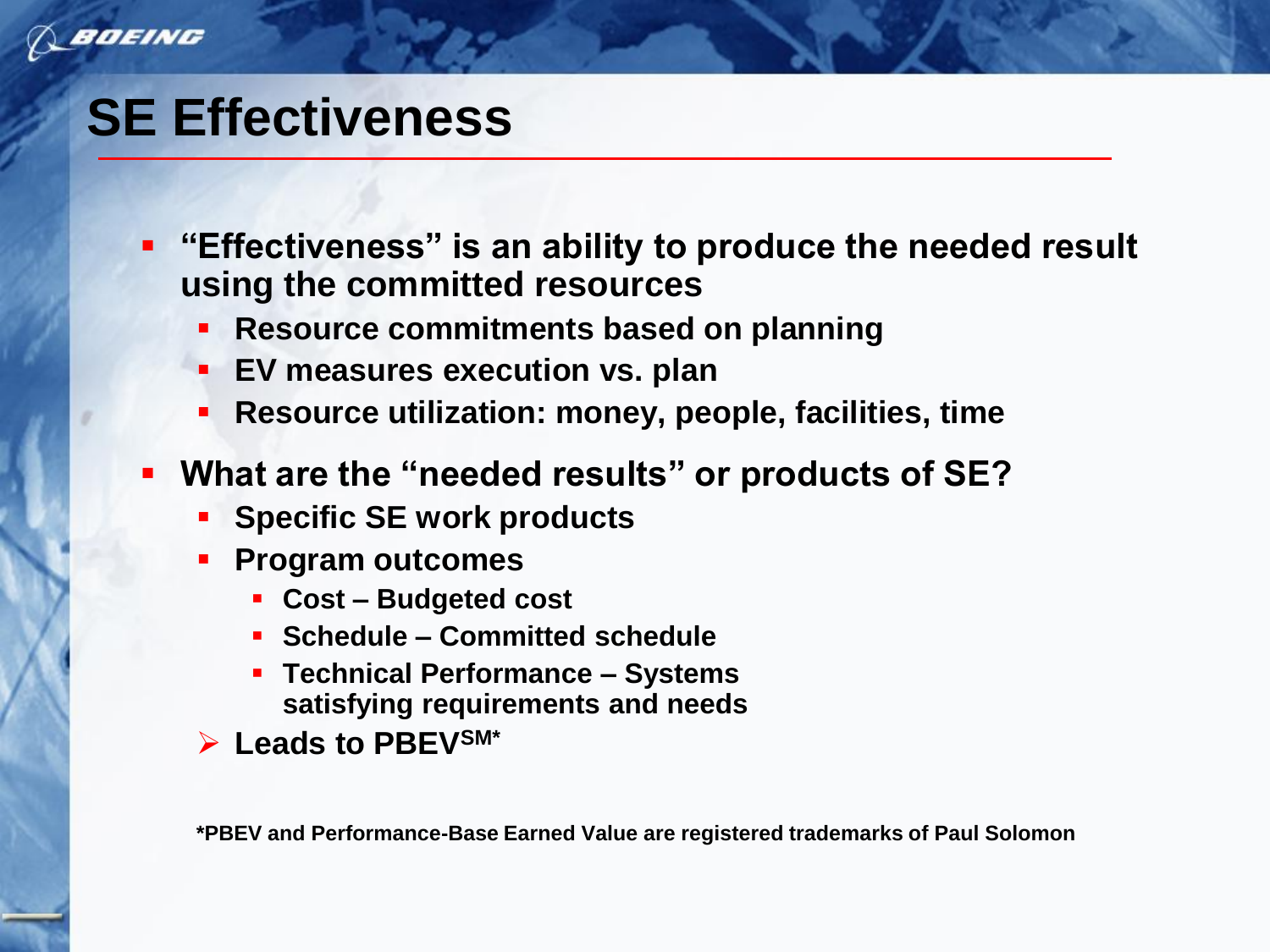# SE Effectiveness

- "Effectiveness" is an ability to produce the needed result using the committed resources
  - Resource commitments based on planning
  - EV measures execution vs. plan
  - Resource utilization: money, people, facilities, time
- What are the "needed results" or products of SE?
  - Specific SE work products
  - Program outcomes
    - Cost – Budgeted cost
    - Schedule – Committed schedule
    - Technical Performance – Systems satisfying requirements and needs
  - ➢ Leads to PBEV[SM*]

*PBEV and Performance-Base Earned Value are registered trademarks of Paul Solomon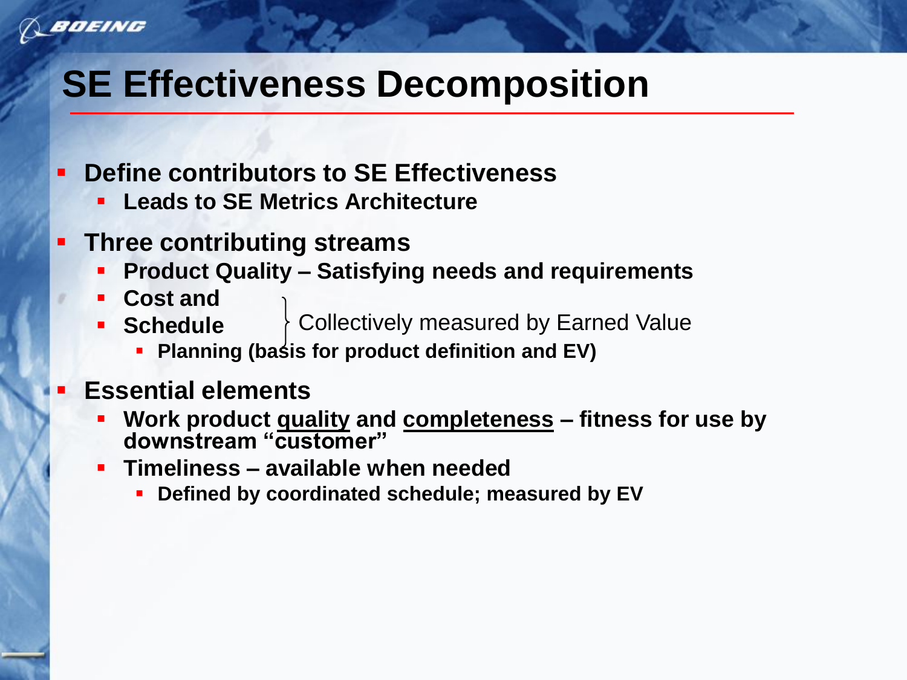# SE Effectiveness Decomposition

- **Define contributors to SE Effectiveness**
  - **Leads to SE Metrics Architecture**
- **Three contributing streams**
  - **Product Quality – Satisfying needs and requirements**
  - **Cost and**
  - **Schedule** } Collectively measured by Earned Value
    - **Planning (basis for product definition and EV)**
- **Essential elements**
  - **Work product <u>quality</u> and <u>completeness</u> – fitness for use by downstream "customer"**
  - **Timeliness – available when needed**
    - **Defined by coordinated schedule; measured by EV**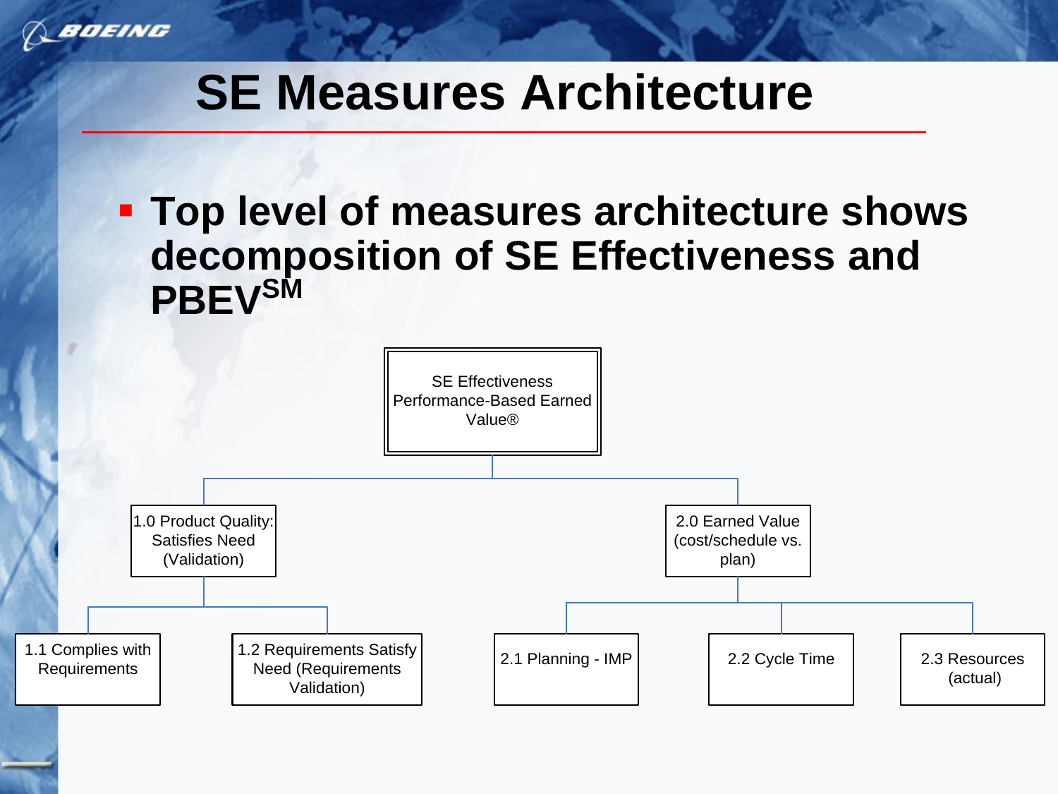# SE Measures Architecture

- **Top level of measures architecture shows decomposition of SE Effectiveness and PBEV℠**

- SE Effectiveness Performance-Based Earned Value®
  - 1.0 Product Quality: Satisfies Need (Validation)
    - 1.1 Complies with Requirements
    - 1.2 Requirements Satisfy Need (Requirements Validation)
  - 2.0 Earned Value (cost/schedule vs. plan)
    - 2.1 Planning - IMP
    - 2.2 Cycle Time
    - 2.3 Resources (actual)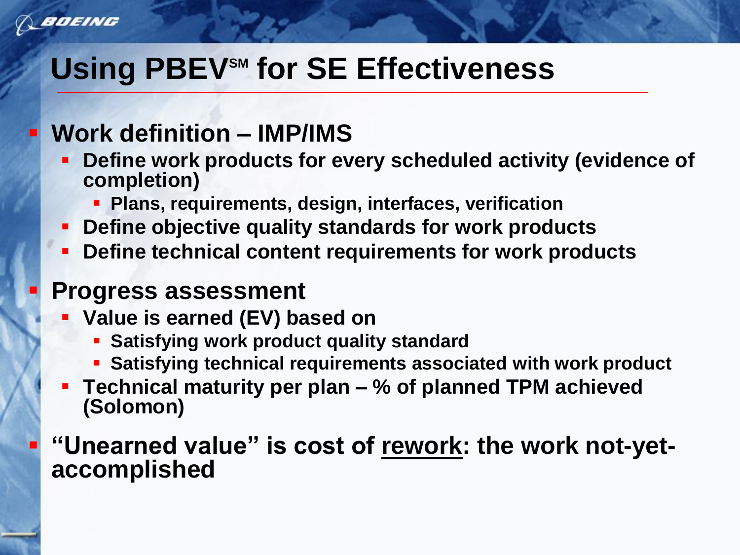# Using PBEV℠ for SE Effectiveness

- **Work definition – IMP/IMS**
  - **Define work products for every scheduled activity (evidence of completion)**
    - **Plans, requirements, design, interfaces, verification**
  - **Define objective quality standards for work products**
  - **Define technical content requirements for work products**
- **Progress assessment**
  - **Value is earned (EV) based on**
    - **Satisfying work product quality standard**
    - **Satisfying technical requirements associated with work product**
  - **Technical maturity per plan – % of planned TPM achieved (Solomon)**
- **"Unearned value" is cost of <u>rework</u>: the work not-yet-accomplished**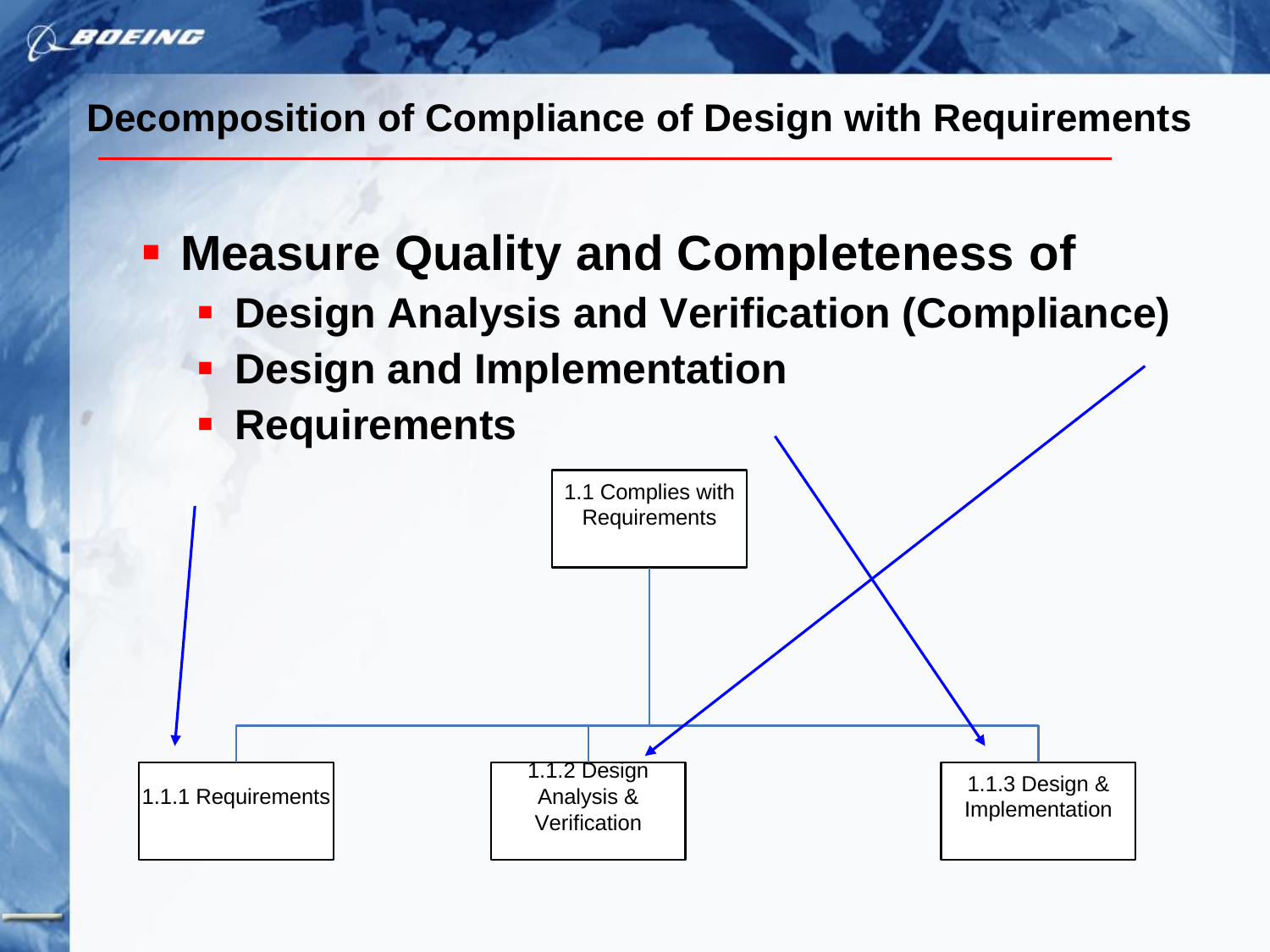## Decomposition of Compliance of Design with Requirements

- **Measure Quality and Completeness of**
  - **Design Analysis and Verification (Compliance)**
  - **Design and Implementation**
  - **Requirements**

1.1 Complies with Requirements

1.1.1 Requirements

1.1.2 Design Analysis & Verification

1.1.3 Design & Implementation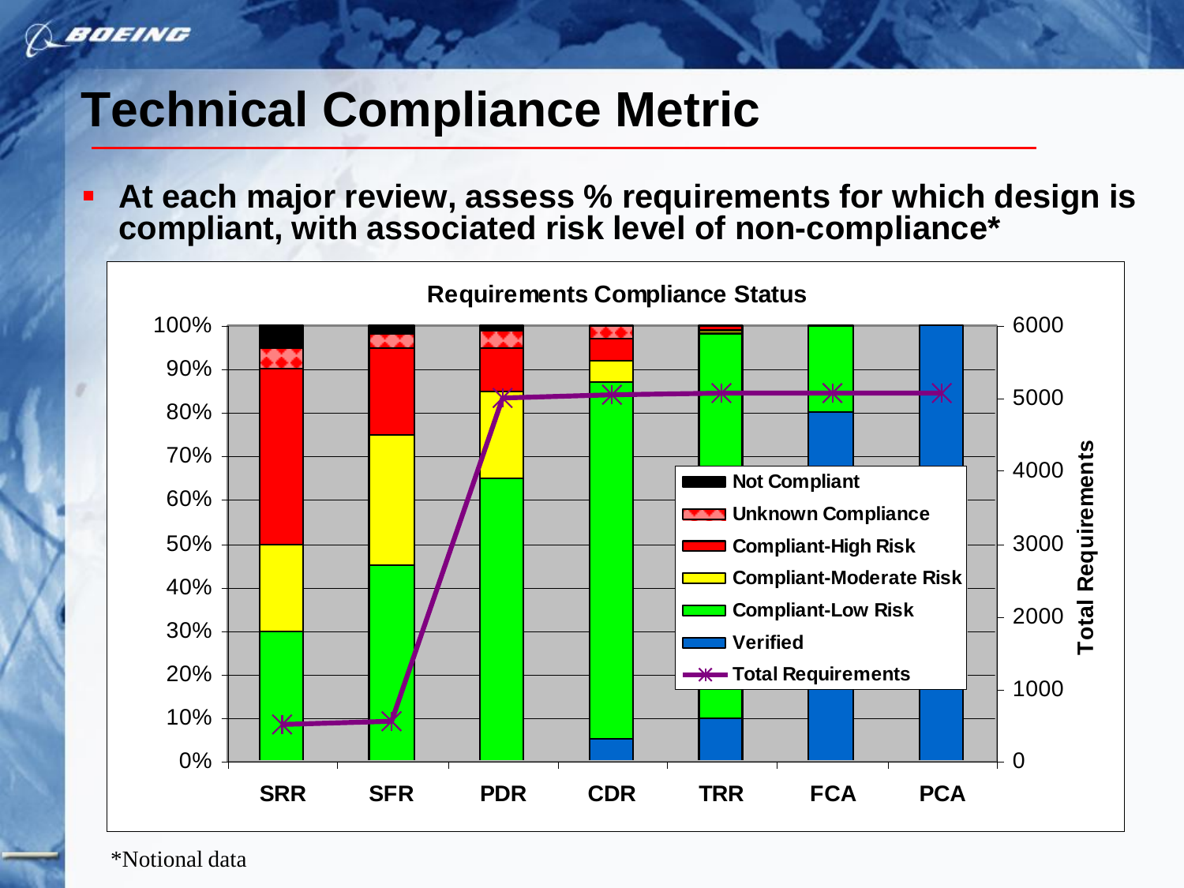# Technical Compliance Metric

- **At each major review, assess % requirements for which design is compliant, with associated risk level of non-compliance***

**Requirements Compliance Status**

Legend: Not Compliant; Unknown Compliance; Compliant-High Risk; Compliant-Moderate Risk; Compliant-Low Risk; Verified; Total Requirements

Reviews: SRR, SFR, PDR, CDR, TRR, FCA, PCA

Left axis: 0%–100%. Right axis: Total Requirements (0–6000).

*Notional data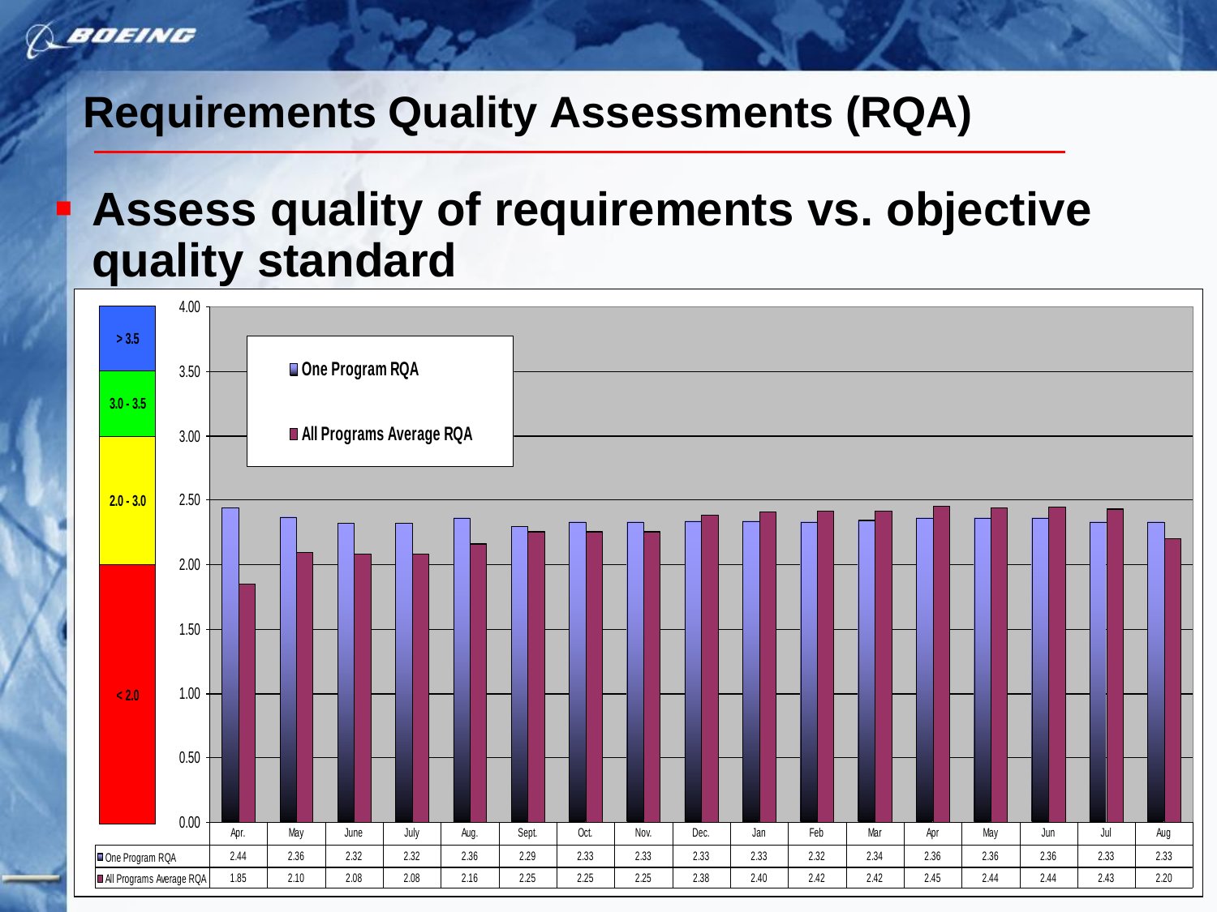# Requirements Quality Assessments (RQA)

- **Assess quality of requirements vs. objective quality standard**

| Scale |
| --- |
| > 3.5 |
| 3.0 - 3.5 |
| 2.0 - 3.0 |
| < 2.0 |

|  | Apr. | May | June | July | Aug. | Sept. | Oct. | Nov. | Dec. | Jan | Feb | Mar | Apr | May | Jun | Jul | Aug |
| --- | --- | --- | --- | --- | --- | --- | --- | --- | --- | --- | --- | --- | --- | --- | --- | --- | --- |
| One Program RQA | 2.44 | 2.36 | 2.32 | 2.32 | 2.36 | 2.29 | 2.33 | 2.33 | 2.33 | 2.33 | 2.32 | 2.34 | 2.36 | 2.36 | 2.36 | 2.33 | 2.33 |
| All Programs Average RQA | 1.85 | 2.10 | 2.08 | 2.08 | 2.16 | 2.25 | 2.25 | 2.25 | 2.38 | 2.40 | 2.42 | 2.42 | 2.45 | 2.44 | 2.44 | 2.43 | 2.20 |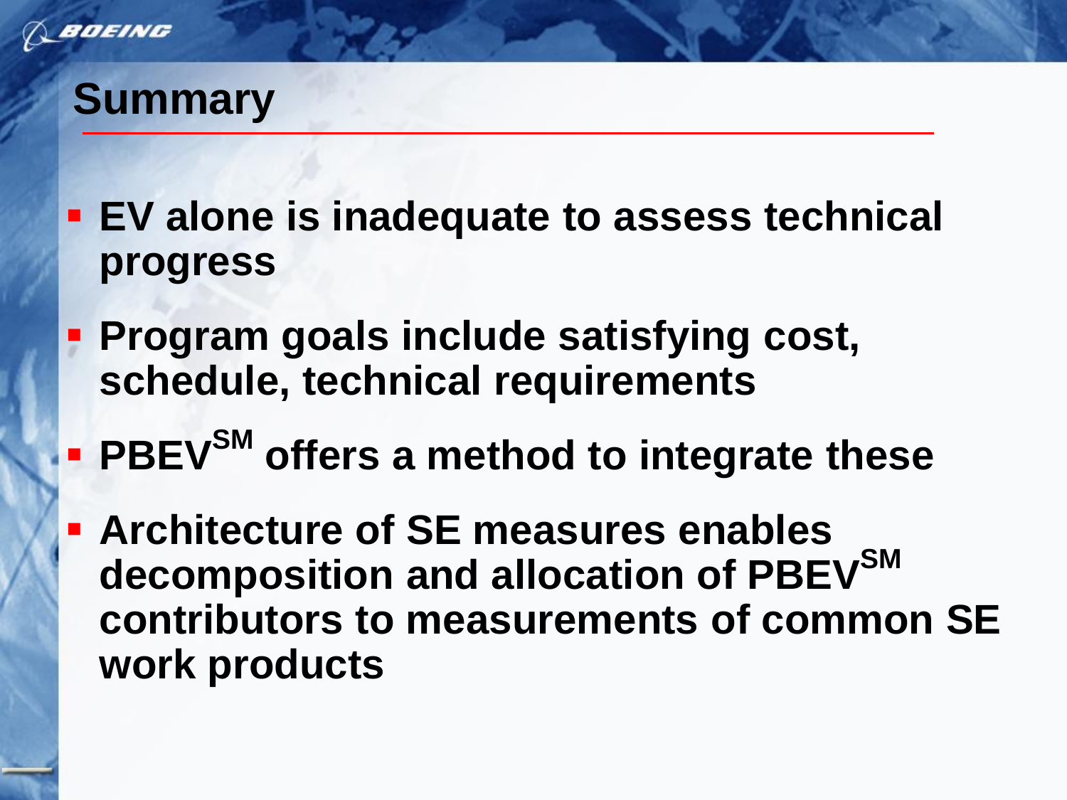# Summary

- **EV alone is inadequate to assess technical progress**
- **Program goals include satisfying cost, schedule, technical requirements**
- **PBEV$^{SM}$ offers a method to integrate these**
- **Architecture of SE measures enables decomposition and allocation of PBEV$^{SM}$ contributors to measurements of common SE work products**